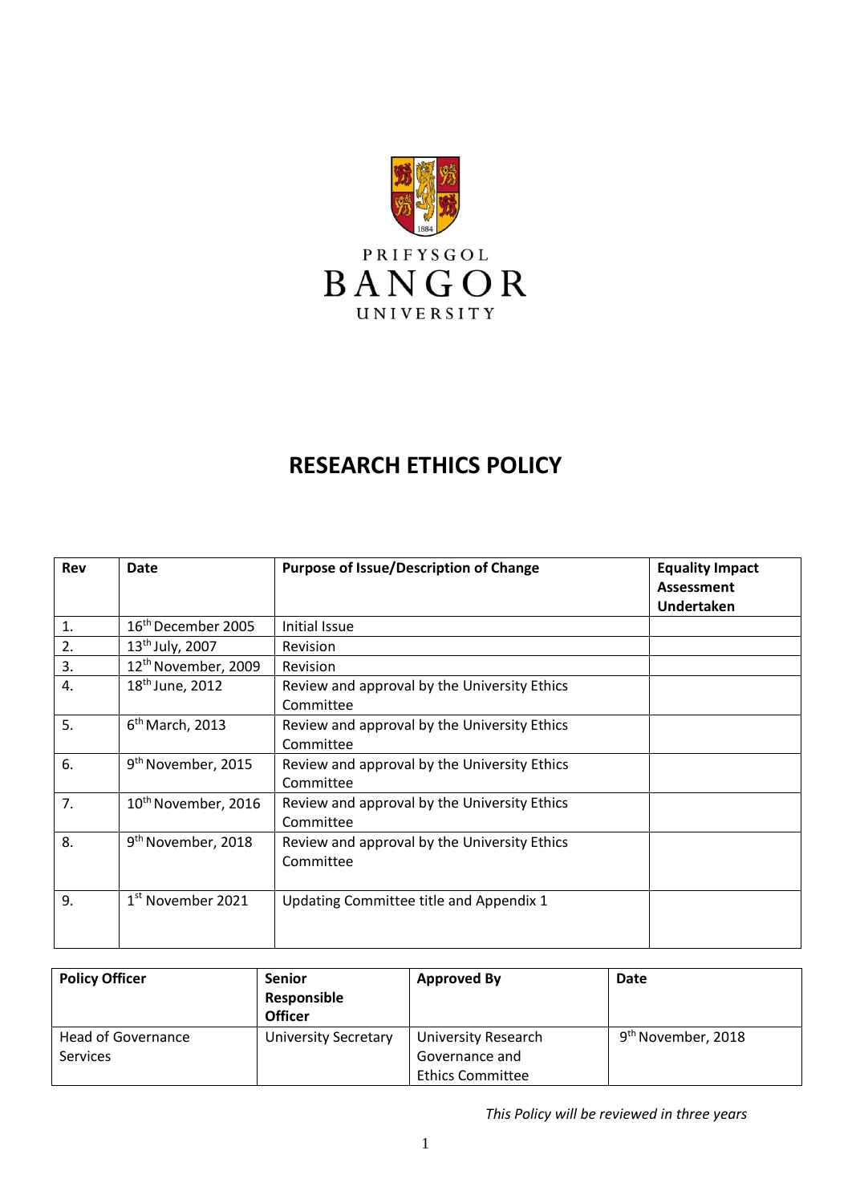PRIFYSGOL
BANGOR
UNIVERSITY

# RESEARCH ETHICS POLICY

| Rev | Date | Purpose of Issue/Description of Change | Equality Impact Assessment Undertaken |
|---|---|---|---|
| 1. | 16th December 2005 | Initial Issue | |
| 2. | 13th July, 2007 | Revision | |
| 3. | 12th November, 2009 | Revision | |
| 4. | 18th June, 2012 | Review and approval by the University Ethics Committee | |
| 5. | 6th March, 2013 | Review and approval by the University Ethics Committee | |
| 6. | 9th November, 2015 | Review and approval by the University Ethics Committee | |
| 7. | 10th November, 2016 | Review and approval by the University Ethics Committee | |
| 8. | 9th November, 2018 | Review and approval by the University Ethics Committee | |
| 9. | 1st November 2021 | Updating Committee title and Appendix 1 | |

| Policy Officer | Senior Responsible Officer | Approved By | Date |
|---|---|---|---|
| Head of Governance Services | University Secretary | University Research Governance and Ethics Committee | 9th November, 2018 |

*This Policy will be reviewed in three years*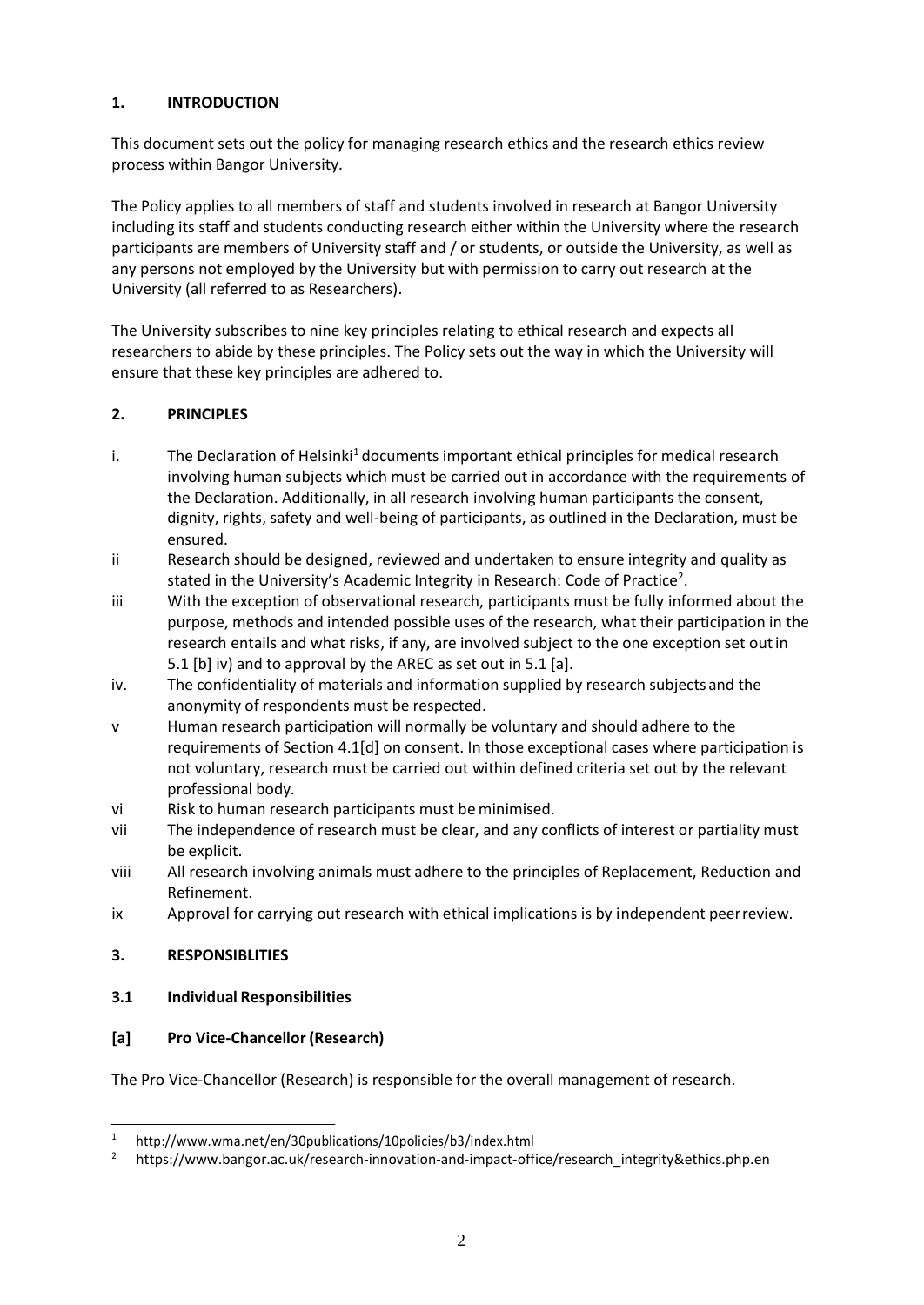## 1. INTRODUCTION

This document sets out the policy for managing research ethics and the research ethics review process within Bangor University.

The Policy applies to all members of staff and students involved in research at Bangor University including its staff and students conducting research either within the University where the research participants are members of University staff and / or students, or outside the University, as well as any persons not employed by the University but with permission to carry out research at the University (all referred to as Researchers).

The University subscribes to nine key principles relating to ethical research and expects all researchers to abide by these principles. The Policy sets out the way in which the University will ensure that these key principles are adhered to.

## 2. PRINCIPLES

i. The Declaration of Helsinki[1] documents important ethical principles for medical research involving human subjects which must be carried out in accordance with the requirements of the Declaration. Additionally, in all research involving human participants the consent, dignity, rights, safety and well-being of participants, as outlined in the Declaration, must be ensured.

ii Research should be designed, reviewed and undertaken to ensure integrity and quality as stated in the University's Academic Integrity in Research: Code of Practice[2].

iii With the exception of observational research, participants must be fully informed about the purpose, methods and intended possible uses of the research, what their participation in the research entails and what risks, if any, are involved subject to the one exception set out in 5.1 [b] iv) and to approval by the AREC as set out in 5.1 [a].

iv. The confidentiality of materials and information supplied by research subjects and the anonymity of respondents must be respected.

v Human research participation will normally be voluntary and should adhere to the requirements of Section 4.1[d] on consent. In those exceptional cases where participation is not voluntary, research must be carried out within defined criteria set out by the relevant professional body.

vi Risk to human research participants must be minimised.

vii The independence of research must be clear, and any conflicts of interest or partiality must be explicit.

viii All research involving animals must adhere to the principles of Replacement, Reduction and Refinement.

ix Approval for carrying out research with ethical implications is by independent peer review.

## 3. RESPONSIBLITIES

### 3.1 Individual Responsibilities

### [a] Pro Vice-Chancellor (Research)

The Pro Vice-Chancellor (Research) is responsible for the overall management of research.

---

[1] http://www.wma.net/en/30publications/10policies/b3/index.html

[2] https://www.bangor.ac.uk/research-innovation-and-impact-office/research_integrity&ethics.php.en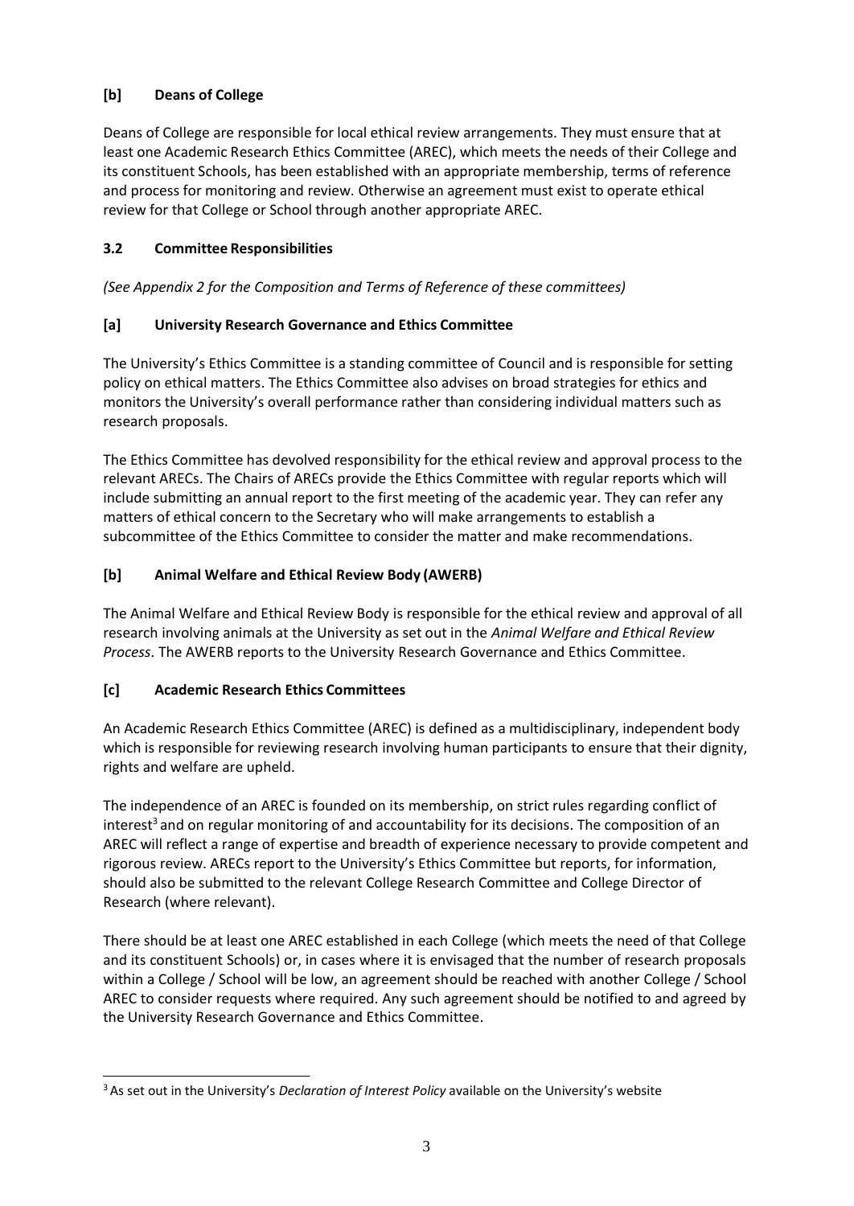### [b] Deans of College

Deans of College are responsible for local ethical review arrangements. They must ensure that at least one Academic Research Ethics Committee (AREC), which meets the needs of their College and its constituent Schools, has been established with an appropriate membership, terms of reference and process for monitoring and review. Otherwise an agreement must exist to operate ethical review for that College or School through another appropriate AREC.

## 3.2 Committee Responsibilities

*(See Appendix 2 for the Composition and Terms of Reference of these committees)*

### [a] University Research Governance and Ethics Committee

The University's Ethics Committee is a standing committee of Council and is responsible for setting policy on ethical matters. The Ethics Committee also advises on broad strategies for ethics and monitors the University's overall performance rather than considering individual matters such as research proposals.

The Ethics Committee has devolved responsibility for the ethical review and approval process to the relevant ARECs. The Chairs of ARECs provide the Ethics Committee with regular reports which will include submitting an annual report to the first meeting of the academic year. They can refer any matters of ethical concern to the Secretary who will make arrangements to establish a subcommittee of the Ethics Committee to consider the matter and make recommendations.

### [b] Animal Welfare and Ethical Review Body (AWERB)

The Animal Welfare and Ethical Review Body is responsible for the ethical review and approval of all research involving animals at the University as set out in the *Animal Welfare and Ethical Review Process*. The AWERB reports to the University Research Governance and Ethics Committee.

### [c] Academic Research Ethics Committees

An Academic Research Ethics Committee (AREC) is defined as a multidisciplinary, independent body which is responsible for reviewing research involving human participants to ensure that their dignity, rights and welfare are upheld.

The independence of an AREC is founded on its membership, on strict rules regarding conflict of interest[3] and on regular monitoring of and accountability for its decisions. The composition of an AREC will reflect a range of expertise and breadth of experience necessary to provide competent and rigorous review. ARECs report to the University's Ethics Committee but reports, for information, should also be submitted to the relevant College Research Committee and College Director of Research (where relevant).

There should be at least one AREC established in each College (which meets the need of that College and its constituent Schools) or, in cases where it is envisaged that the number of research proposals within a College / School will be low, an agreement should be reached with another College / School AREC to consider requests where required. Any such agreement should be notified to and agreed by the University Research Governance and Ethics Committee.

---

[3] As set out in the University's *Declaration of Interest Policy* available on the University's website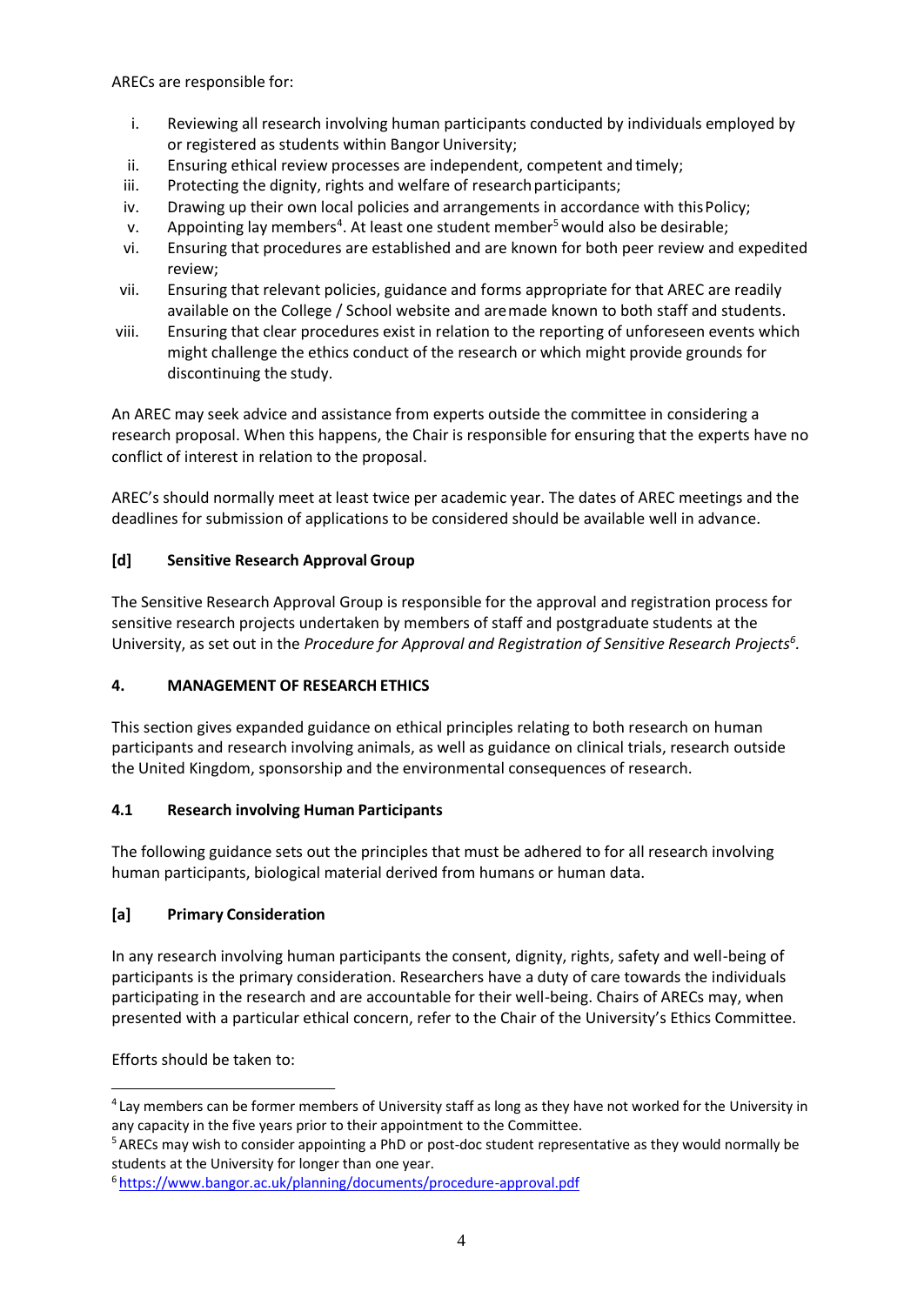ARECs are responsible for:

i. Reviewing all research involving human participants conducted by individuals employed by or registered as students within Bangor University;
ii. Ensuring ethical review processes are independent, competent and timely;
iii. Protecting the dignity, rights and welfare of research participants;
iv. Drawing up their own local policies and arrangements in accordance with this Policy;
v. Appointing lay members[4]. At least one student member[5] would also be desirable;
vi. Ensuring that procedures are established and are known for both peer review and expedited review;
vii. Ensuring that relevant policies, guidance and forms appropriate for that AREC are readily available on the College / School website and are made known to both staff and students.
viii. Ensuring that clear procedures exist in relation to the reporting of unforeseen events which might challenge the ethics conduct of the research or which might provide grounds for discontinuing the study.

An AREC may seek advice and assistance from experts outside the committee in considering a research proposal. When this happens, the Chair is responsible for ensuring that the experts have no conflict of interest in relation to the proposal.

AREC's should normally meet at least twice per academic year. The dates of AREC meetings and the deadlines for submission of applications to be considered should be available well in advance.

### [d] Sensitive Research Approval Group

The Sensitive Research Approval Group is responsible for the approval and registration process for sensitive research projects undertaken by members of staff and postgraduate students at the University, as set out in the *Procedure for Approval and Registration of Sensitive Research Projects*[6].

## 4. MANAGEMENT OF RESEARCH ETHICS

This section gives expanded guidance on ethical principles relating to both research on human participants and research involving animals, as well as guidance on clinical trials, research outside the United Kingdom, sponsorship and the environmental consequences of research.

### 4.1 Research involving Human Participants

The following guidance sets out the principles that must be adhered to for all research involving human participants, biological material derived from humans or human data.

### [a] Primary Consideration

In any research involving human participants the consent, dignity, rights, safety and well-being of participants is the primary consideration. Researchers have a duty of care towards the individuals participating in the research and are accountable for their well-being. Chairs of ARECs may, when presented with a particular ethical concern, refer to the Chair of the University's Ethics Committee.

Efforts should be taken to:

---

[4] Lay members can be former members of University staff as long as they have not worked for the University in any capacity in the five years prior to their appointment to the Committee.

[5] ARECs may wish to consider appointing a PhD or post-doc student representative as they would normally be students at the University for longer than one year.

[6] https://www.bangor.ac.uk/planning/documents/procedure-approval.pdf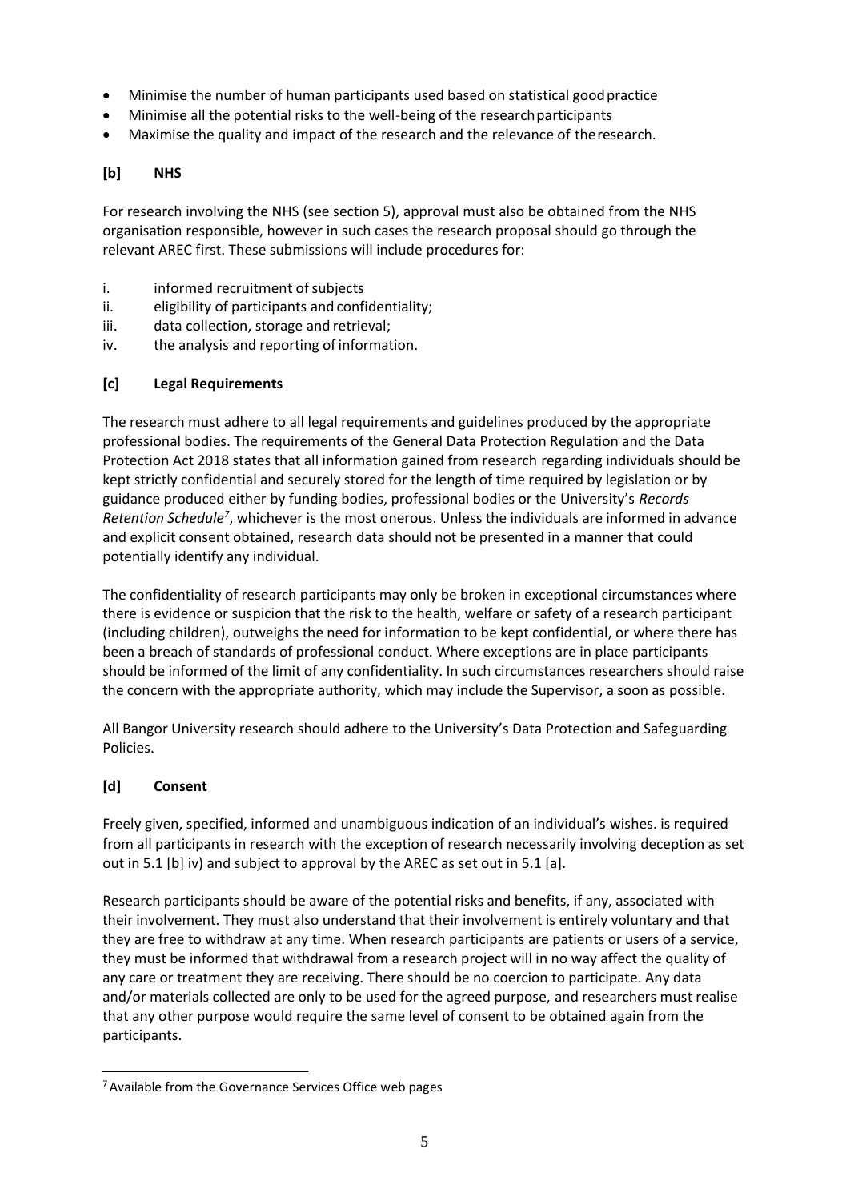- Minimise the number of human participants used based on statistical good practice
- Minimise all the potential risks to the well-being of the research participants
- Maximise the quality and impact of the research and the relevance of the research.

### [b] NHS

For research involving the NHS (see section 5), approval must also be obtained from the NHS organisation responsible, however in such cases the research proposal should go through the relevant AREC first. These submissions will include procedures for:

i. informed recruitment of subjects
ii. eligibility of participants and confidentiality;
iii. data collection, storage and retrieval;
iv. the analysis and reporting of information.

### [c] Legal Requirements

The research must adhere to all legal requirements and guidelines produced by the appropriate professional bodies. The requirements of the General Data Protection Regulation and the Data Protection Act 2018 states that all information gained from research regarding individuals should be kept strictly confidential and securely stored for the length of time required by legislation or by guidance produced either by funding bodies, professional bodies or the University's *Records Retention Schedule*[7], whichever is the most onerous. Unless the individuals are informed in advance and explicit consent obtained, research data should not be presented in a manner that could potentially identify any individual.

The confidentiality of research participants may only be broken in exceptional circumstances where there is evidence or suspicion that the risk to the health, welfare or safety of a research participant (including children), outweighs the need for information to be kept confidential, or where there has been a breach of standards of professional conduct. Where exceptions are in place participants should be informed of the limit of any confidentiality. In such circumstances researchers should raise the concern with the appropriate authority, which may include the Supervisor, a soon as possible.

All Bangor University research should adhere to the University's Data Protection and Safeguarding Policies.

### [d] Consent

Freely given, specified, informed and unambiguous indication of an individual's wishes. is required from all participants in research with the exception of research necessarily involving deception as set out in 5.1 [b] iv) and subject to approval by the AREC as set out in 5.1 [a].

Research participants should be aware of the potential risks and benefits, if any, associated with their involvement. They must also understand that their involvement is entirely voluntary and that they are free to withdraw at any time. When research participants are patients or users of a service, they must be informed that withdrawal from a research project will in no way affect the quality of any care or treatment they are receiving. There should be no coercion to participate. Any data and/or materials collected are only to be used for the agreed purpose, and researchers must realise that any other purpose would require the same level of consent to be obtained again from the participants.

[7] Available from the Governance Services Office web pages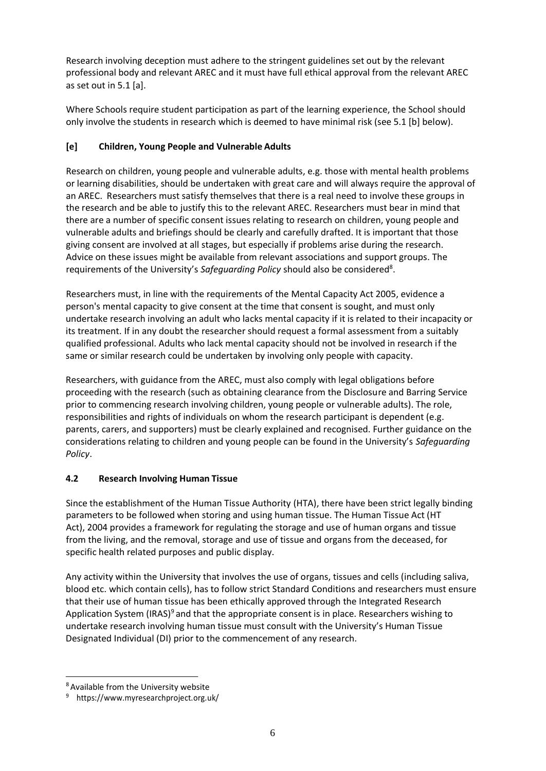Research involving deception must adhere to the stringent guidelines set out by the relevant professional body and relevant AREC and it must have full ethical approval from the relevant AREC as set out in 5.1 [a].

Where Schools require student participation as part of the learning experience, the School should only involve the students in research which is deemed to have minimal risk (see 5.1 [b] below).

**[e] Children, Young People and Vulnerable Adults**

Research on children, young people and vulnerable adults, e.g. those with mental health problems or learning disabilities, should be undertaken with great care and will always require the approval of an AREC. Researchers must satisfy themselves that there is a real need to involve these groups in the research and be able to justify this to the relevant AREC. Researchers must bear in mind that there are a number of specific consent issues relating to research on children, young people and vulnerable adults and briefings should be clearly and carefully drafted. It is important that those giving consent are involved at all stages, but especially if problems arise during the research. Advice on these issues might be available from relevant associations and support groups. The requirements of the University's *Safeguarding Policy* should also be considered[8].

Researchers must, in line with the requirements of the Mental Capacity Act 2005, evidence a person's mental capacity to give consent at the time that consent is sought, and must only undertake research involving an adult who lacks mental capacity if it is related to their incapacity or its treatment. If in any doubt the researcher should request a formal assessment from a suitably qualified professional. Adults who lack mental capacity should not be involved in research if the same or similar research could be undertaken by involving only people with capacity.

Researchers, with guidance from the AREC, must also comply with legal obligations before proceeding with the research (such as obtaining clearance from the Disclosure and Barring Service prior to commencing research involving children, young people or vulnerable adults). The role, responsibilities and rights of individuals on whom the research participant is dependent (e.g. parents, carers, and supporters) must be clearly explained and recognised. Further guidance on the considerations relating to children and young people can be found in the University's *Safeguarding Policy*.

### 4.2 Research Involving Human Tissue

Since the establishment of the Human Tissue Authority (HTA), there have been strict legally binding parameters to be followed when storing and using human tissue. The Human Tissue Act (HT Act), 2004 provides a framework for regulating the storage and use of human organs and tissue from the living, and the removal, storage and use of tissue and organs from the deceased, for specific health related purposes and public display.

Any activity within the University that involves the use of organs, tissues and cells (including saliva, blood etc. which contain cells), has to follow strict Standard Conditions and researchers must ensure that their use of human tissue has been ethically approved through the Integrated Research Application System (IRAS)[9] and that the appropriate consent is in place. Researchers wishing to undertake research involving human tissue must consult with the University's Human Tissue Designated Individual (DI) prior to the commencement of any research.

---

[8] Available from the University website

[9] https://www.myresearchproject.org.uk/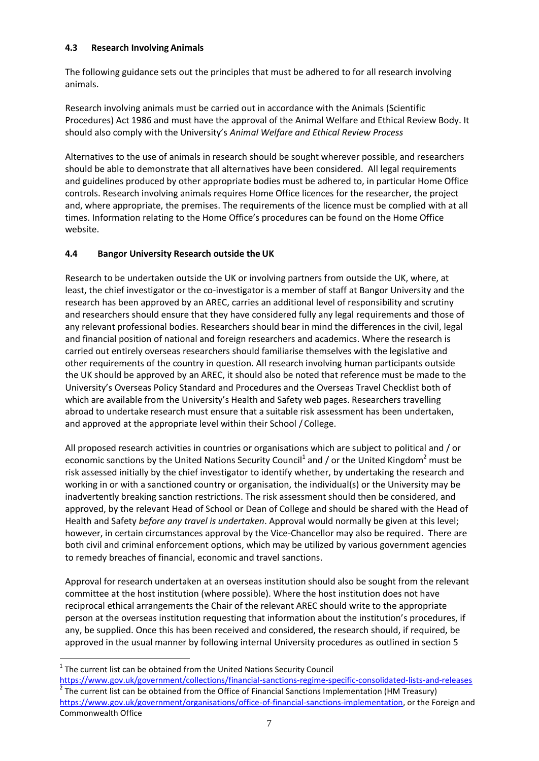### 4.3 Research Involving Animals

The following guidance sets out the principles that must be adhered to for all research involving animals.

Research involving animals must be carried out in accordance with the Animals (Scientific Procedures) Act 1986 and must have the approval of the Animal Welfare and Ethical Review Body. It should also comply with the University's *Animal Welfare and Ethical Review Process*

Alternatives to the use of animals in research should be sought wherever possible, and researchers should be able to demonstrate that all alternatives have been considered. All legal requirements and guidelines produced by other appropriate bodies must be adhered to, in particular Home Office controls. Research involving animals requires Home Office licences for the researcher, the project and, where appropriate, the premises. The requirements of the licence must be complied with at all times. Information relating to the Home Office's procedures can be found on the Home Office website.

### 4.4 Bangor University Research outside the UK

Research to be undertaken outside the UK or involving partners from outside the UK, where, at least, the chief investigator or the co-investigator is a member of staff at Bangor University and the research has been approved by an AREC, carries an additional level of responsibility and scrutiny and researchers should ensure that they have considered fully any legal requirements and those of any relevant professional bodies. Researchers should bear in mind the differences in the civil, legal and financial position of national and foreign researchers and academics. Where the research is carried out entirely overseas researchers should familiarise themselves with the legislative and other requirements of the country in question. All research involving human participants outside the UK should be approved by an AREC, it should also be noted that reference must be made to the University's Overseas Policy Standard and Procedures and the Overseas Travel Checklist both of which are available from the University's Health and Safety web pages. Researchers travelling abroad to undertake research must ensure that a suitable risk assessment has been undertaken, and approved at the appropriate level within their School / College.

All proposed research activities in countries or organisations which are subject to political and / or economic sanctions by the United Nations Security Council[1] and / or the United Kingdom[2] must be risk assessed initially by the chief investigator to identify whether, by undertaking the research and working in or with a sanctioned country or organisation, the individual(s) or the University may be inadvertently breaking sanction restrictions. The risk assessment should then be considered, and approved, by the relevant Head of School or Dean of College and should be shared with the Head of Health and Safety *before any travel is undertaken*. Approval would normally be given at this level; however, in certain circumstances approval by the Vice-Chancellor may also be required. There are both civil and criminal enforcement options, which may be utilized by various government agencies to remedy breaches of financial, economic and travel sanctions.

Approval for research undertaken at an overseas institution should also be sought from the relevant committee at the host institution (where possible). Where the host institution does not have reciprocal ethical arrangements the Chair of the relevant AREC should write to the appropriate person at the overseas institution requesting that information about the institution's procedures, if any, be supplied. Once this has been received and considered, the research should, if required, be approved in the usual manner by following internal University procedures as outlined in section 5

---

[1] The current list can be obtained from the United Nations Security Council https://www.gov.uk/government/collections/financial-sanctions-regime-specific-consolidated-lists-and-releases

[2] The current list can be obtained from the Office of Financial Sanctions Implementation (HM Treasury) https://www.gov.uk/government/organisations/office-of-financial-sanctions-implementation, or the Foreign and Commonwealth Office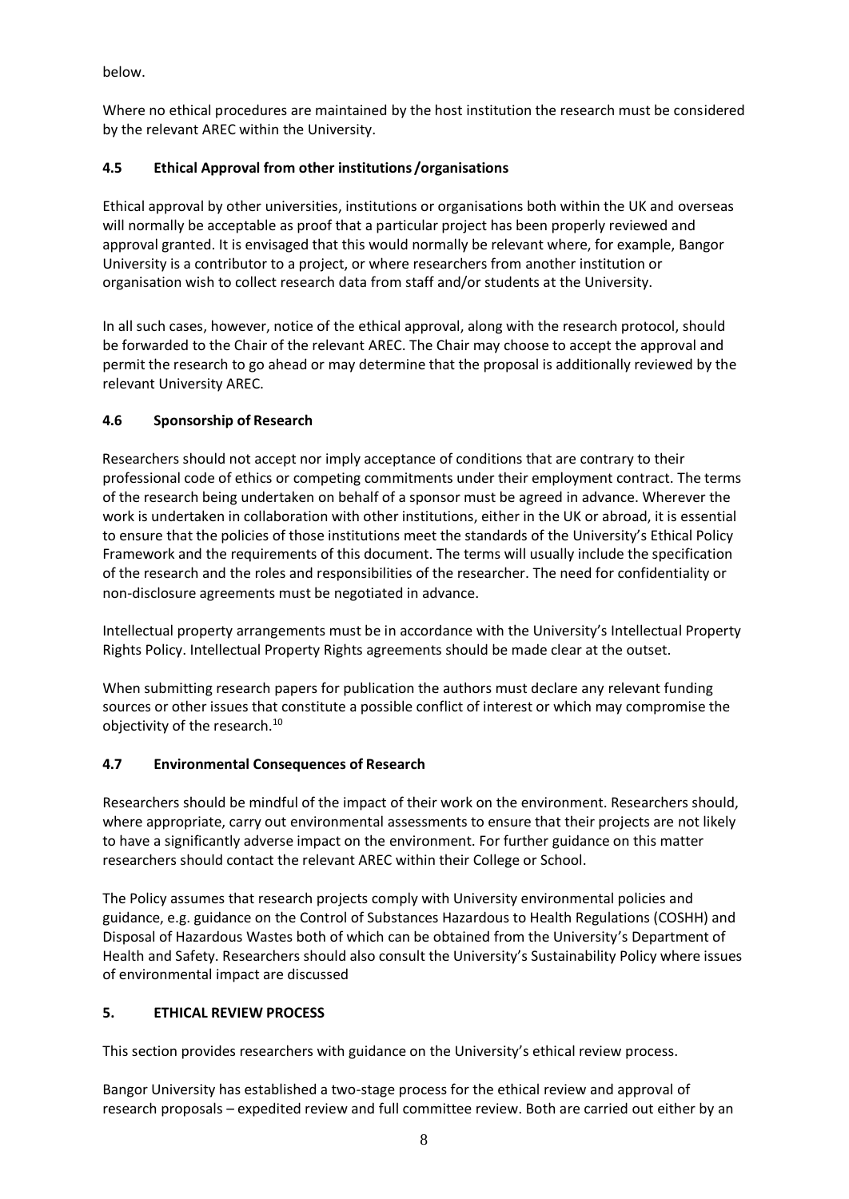below.

Where no ethical procedures are maintained by the host institution the research must be considered by the relevant AREC within the University.

### 4.5 Ethical Approval from other institutions /organisations

Ethical approval by other universities, institutions or organisations both within the UK and overseas will normally be acceptable as proof that a particular project has been properly reviewed and approval granted. It is envisaged that this would normally be relevant where, for example, Bangor University is a contributor to a project, or where researchers from another institution or organisation wish to collect research data from staff and/or students at the University.

In all such cases, however, notice of the ethical approval, along with the research protocol, should be forwarded to the Chair of the relevant AREC. The Chair may choose to accept the approval and permit the research to go ahead or may determine that the proposal is additionally reviewed by the relevant University AREC.

### 4.6 Sponsorship of Research

Researchers should not accept nor imply acceptance of conditions that are contrary to their professional code of ethics or competing commitments under their employment contract. The terms of the research being undertaken on behalf of a sponsor must be agreed in advance. Wherever the work is undertaken in collaboration with other institutions, either in the UK or abroad, it is essential to ensure that the policies of those institutions meet the standards of the University's Ethical Policy Framework and the requirements of this document. The terms will usually include the specification of the research and the roles and responsibilities of the researcher. The need for confidentiality or non-disclosure agreements must be negotiated in advance.

Intellectual property arrangements must be in accordance with the University's Intellectual Property Rights Policy. Intellectual Property Rights agreements should be made clear at the outset.

When submitting research papers for publication the authors must declare any relevant funding sources or other issues that constitute a possible conflict of interest or which may compromise the objectivity of the research.[10]

### 4.7 Environmental Consequences of Research

Researchers should be mindful of the impact of their work on the environment. Researchers should, where appropriate, carry out environmental assessments to ensure that their projects are not likely to have a significantly adverse impact on the environment. For further guidance on this matter researchers should contact the relevant AREC within their College or School.

The Policy assumes that research projects comply with University environmental policies and guidance, e.g. guidance on the Control of Substances Hazardous to Health Regulations (COSHH) and Disposal of Hazardous Wastes both of which can be obtained from the University's Department of Health and Safety. Researchers should also consult the University's Sustainability Policy where issues of environmental impact are discussed

## 5. ETHICAL REVIEW PROCESS

This section provides researchers with guidance on the University's ethical review process.

Bangor University has established a two-stage process for the ethical review and approval of research proposals – expedited review and full committee review. Both are carried out either by an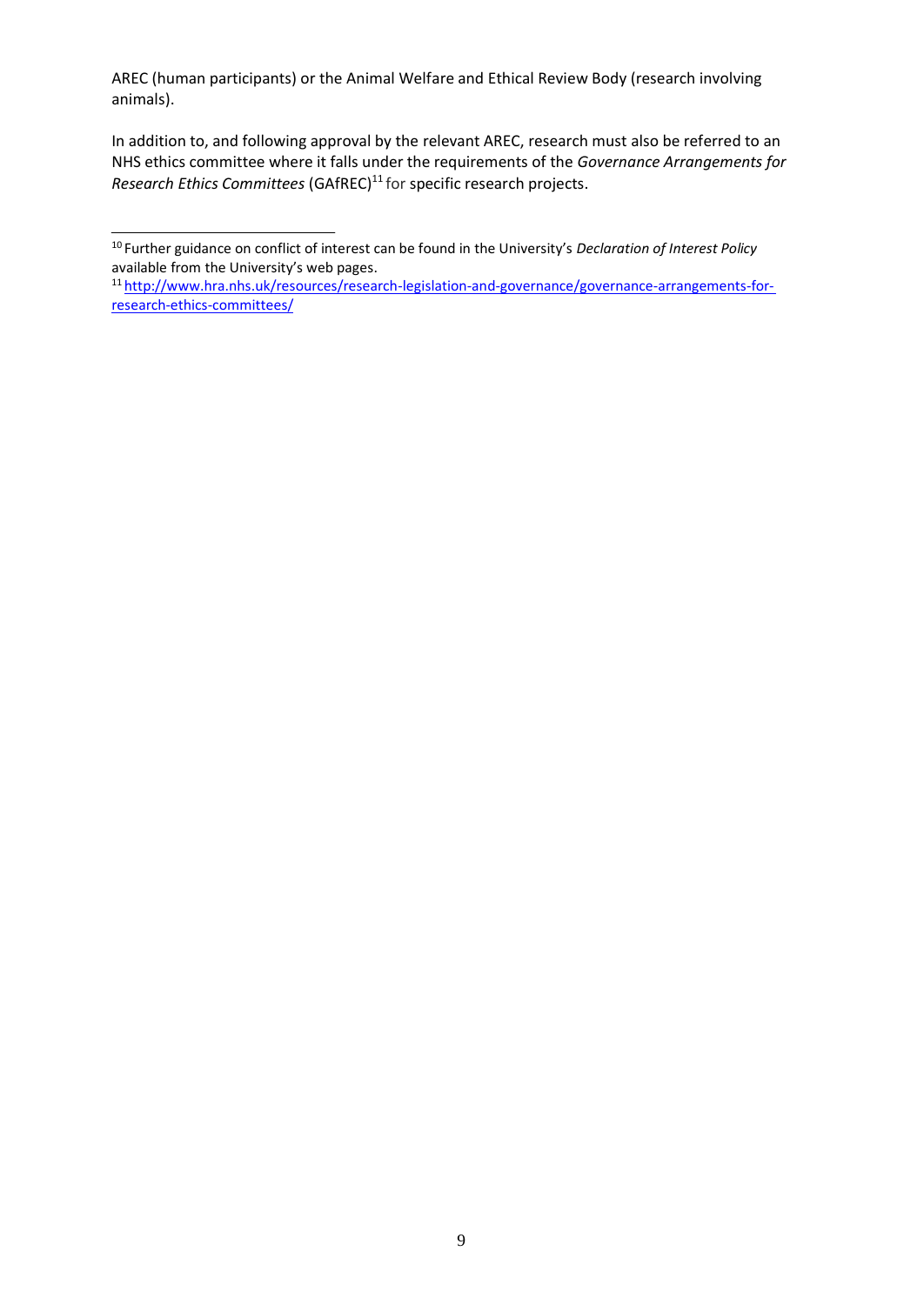AREC (human participants) or the Animal Welfare and Ethical Review Body (research involving animals).

In addition to, and following approval by the relevant AREC, research must also be referred to an NHS ethics committee where it falls under the requirements of the *Governance Arrangements for Research Ethics Committees* (GAfREC)[11] for specific research projects.

---

[10] Further guidance on conflict of interest can be found in the University's *Declaration of Interest Policy* available from the University's web pages.

[11] http://www.hra.nhs.uk/resources/research-legislation-and-governance/governance-arrangements-for-research-ethics-committees/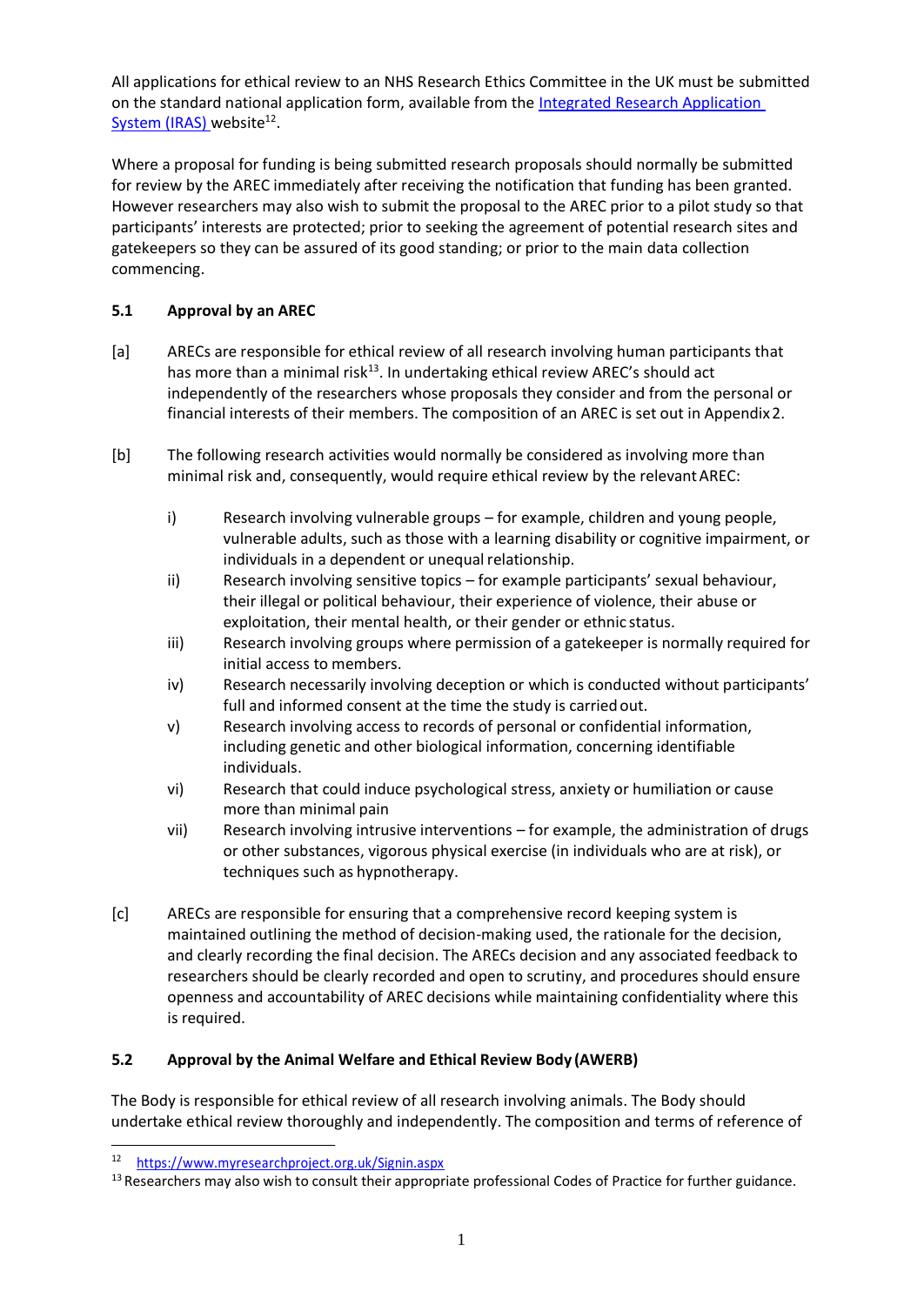All applications for ethical review to an NHS Research Ethics Committee in the UK must be submitted on the standard national application form, available from the [Integrated Research Application System (IRAS)](https://www.myresearchproject.org.uk/Signin.aspx) website[12].

Where a proposal for funding is being submitted research proposals should normally be submitted for review by the AREC immediately after receiving the notification that funding has been granted. However researchers may also wish to submit the proposal to the AREC prior to a pilot study so that participants' interests are protected; prior to seeking the agreement of potential research sites and gatekeepers so they can be assured of its good standing; or prior to the main data collection commencing.

### 5.1 Approval by an AREC

[a] ARECs are responsible for ethical review of all research involving human participants that has more than a minimal risk[13]. In undertaking ethical review AREC's should act independently of the researchers whose proposals they consider and from the personal or financial interests of their members. The composition of an AREC is set out in Appendix 2.

[b] The following research activities would normally be considered as involving more than minimal risk and, consequently, would require ethical review by the relevant AREC:

- i) Research involving vulnerable groups – for example, children and young people, vulnerable adults, such as those with a learning disability or cognitive impairment, or individuals in a dependent or unequal relationship.
- ii) Research involving sensitive topics – for example participants' sexual behaviour, their illegal or political behaviour, their experience of violence, their abuse or exploitation, their mental health, or their gender or ethnic status.
- iii) Research involving groups where permission of a gatekeeper is normally required for initial access to members.
- iv) Research necessarily involving deception or which is conducted without participants' full and informed consent at the time the study is carried out.
- v) Research involving access to records of personal or confidential information, including genetic and other biological information, concerning identifiable individuals.
- vi) Research that could induce psychological stress, anxiety or humiliation or cause more than minimal pain
- vii) Research involving intrusive interventions – for example, the administration of drugs or other substances, vigorous physical exercise (in individuals who are at risk), or techniques such as hypnotherapy.

[c] ARECs are responsible for ensuring that a comprehensive record keeping system is maintained outlining the method of decision-making used, the rationale for the decision, and clearly recording the final decision. The ARECs decision and any associated feedback to researchers should be clearly recorded and open to scrutiny, and procedures should ensure openness and accountability of AREC decisions while maintaining confidentiality where this is required.

### 5.2 Approval by the Animal Welfare and Ethical Review Body (AWERB)

The Body is responsible for ethical review of all research involving animals. The Body should undertake ethical review thoroughly and independently. The composition and terms of reference of

---

[12] https://www.myresearchproject.org.uk/Signin.aspx

[13] Researchers may also wish to consult their appropriate professional Codes of Practice for further guidance.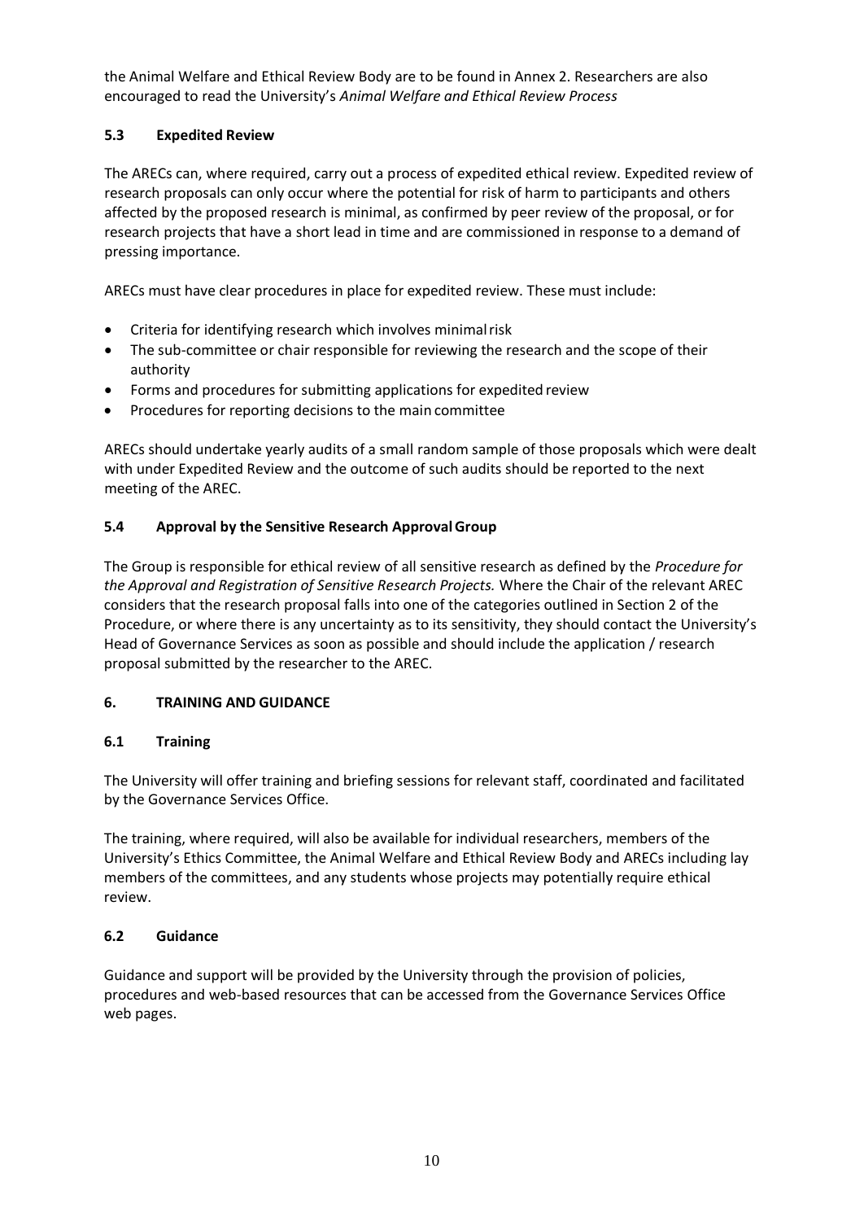the Animal Welfare and Ethical Review Body are to be found in Annex 2. Researchers are also encouraged to read the University's *Animal Welfare and Ethical Review Process*

### 5.3 Expedited Review

The ARECs can, where required, carry out a process of expedited ethical review. Expedited review of research proposals can only occur where the potential for risk of harm to participants and others affected by the proposed research is minimal, as confirmed by peer review of the proposal, or for research projects that have a short lead in time and are commissioned in response to a demand of pressing importance.

ARECs must have clear procedures in place for expedited review. These must include:

- Criteria for identifying research which involves minimal risk
- The sub-committee or chair responsible for reviewing the research and the scope of their authority
- Forms and procedures for submitting applications for expedited review
- Procedures for reporting decisions to the main committee

ARECs should undertake yearly audits of a small random sample of those proposals which were dealt with under Expedited Review and the outcome of such audits should be reported to the next meeting of the AREC.

### 5.4 Approval by the Sensitive Research Approval Group

The Group is responsible for ethical review of all sensitive research as defined by the *Procedure for the Approval and Registration of Sensitive Research Projects.* Where the Chair of the relevant AREC considers that the research proposal falls into one of the categories outlined in Section 2 of the Procedure, or where there is any uncertainty as to its sensitivity, they should contact the University's Head of Governance Services as soon as possible and should include the application / research proposal submitted by the researcher to the AREC.

## 6. TRAINING AND GUIDANCE

### 6.1 Training

The University will offer training and briefing sessions for relevant staff, coordinated and facilitated by the Governance Services Office.

The training, where required, will also be available for individual researchers, members of the University's Ethics Committee, the Animal Welfare and Ethical Review Body and ARECs including lay members of the committees, and any students whose projects may potentially require ethical review.

### 6.2 Guidance

Guidance and support will be provided by the University through the provision of policies, procedures and web-based resources that can be accessed from the Governance Services Office web pages.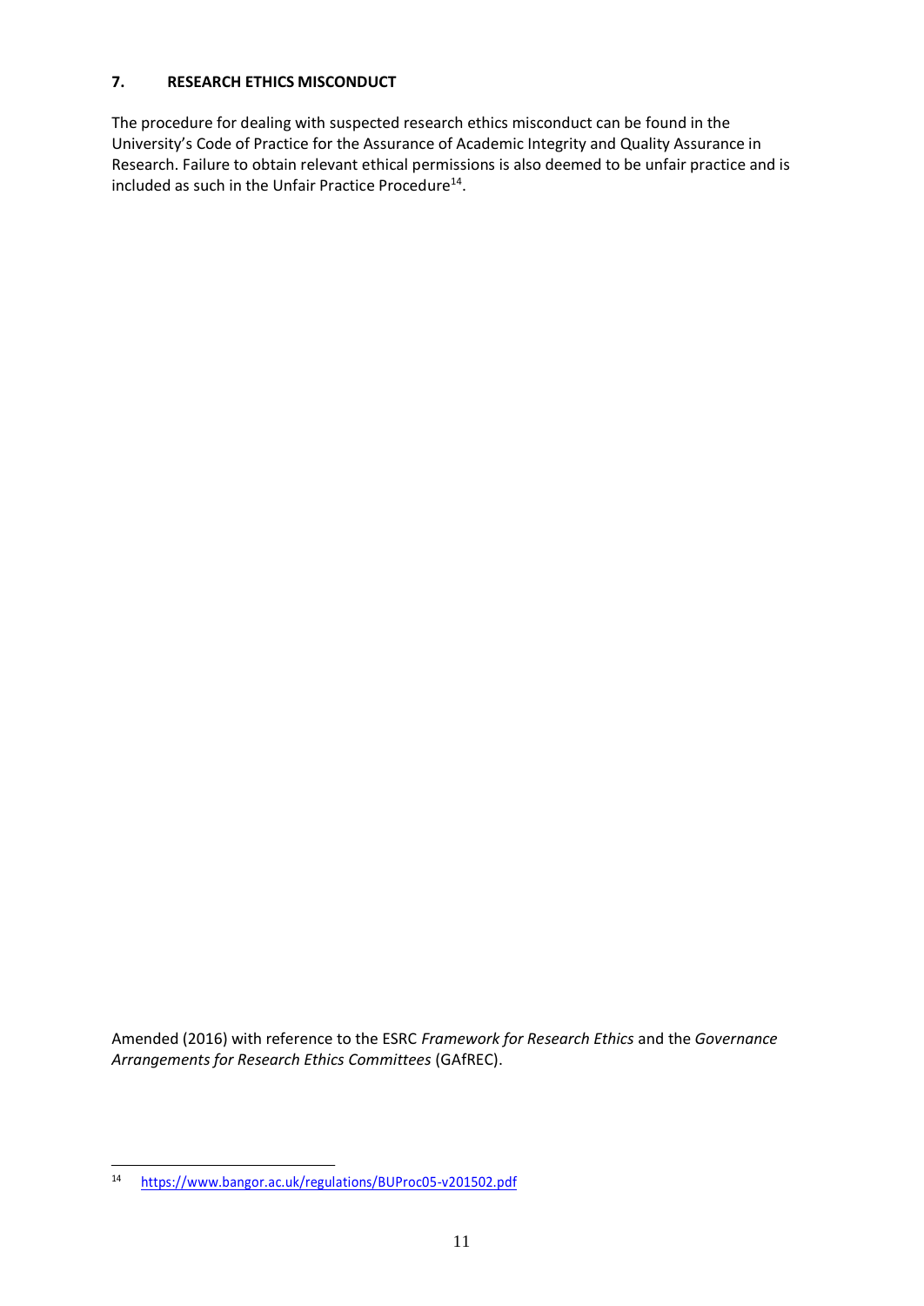## 7. RESEARCH ETHICS MISCONDUCT

The procedure for dealing with suspected research ethics misconduct can be found in the University's Code of Practice for the Assurance of Academic Integrity and Quality Assurance in Research. Failure to obtain relevant ethical permissions is also deemed to be unfair practice and is included as such in the Unfair Practice Procedure[14].

Amended (2016) with reference to the ESRC *Framework for Research Ethics* and the *Governance Arrangements for Research Ethics Committees* (GAfREC).

[14] https://www.bangor.ac.uk/regulations/BUProc05-v201502.pdf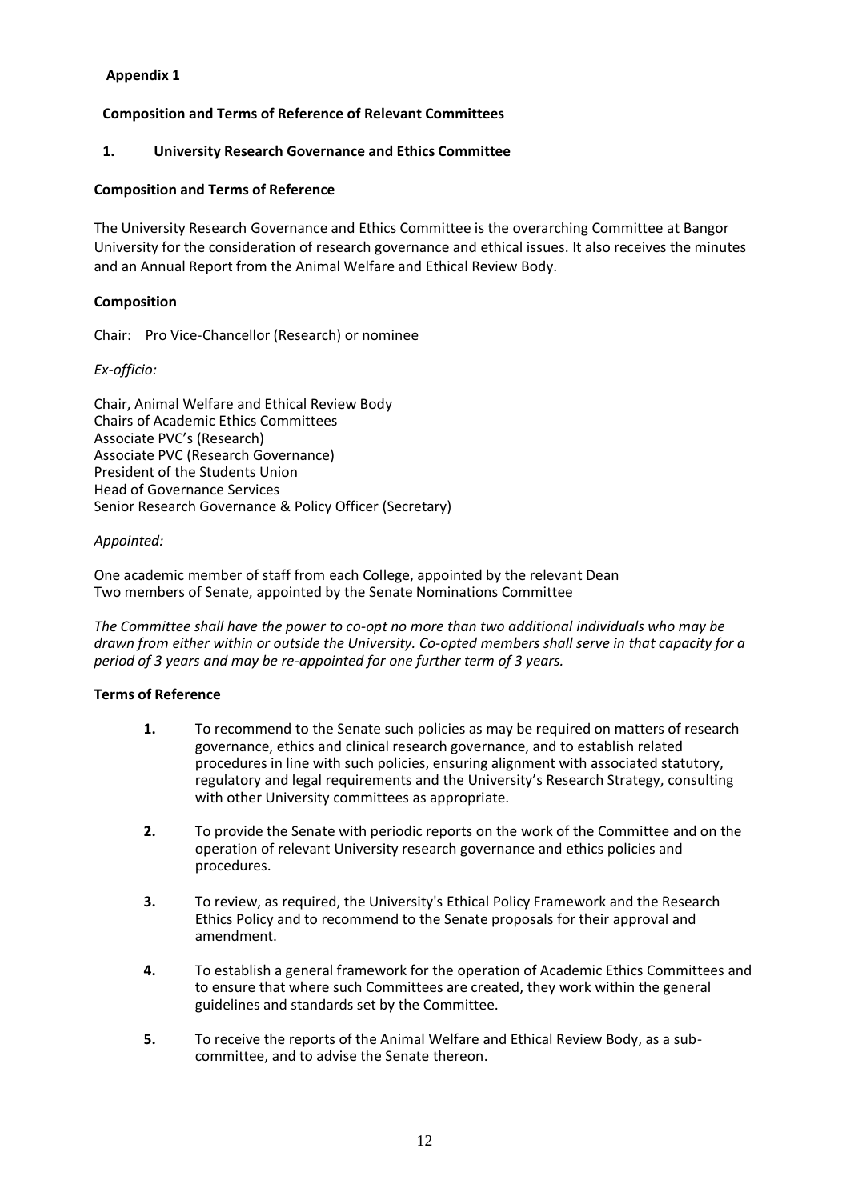**Appendix 1**

**Composition and Terms of Reference of Relevant Committees**

## 1. University Research Governance and Ethics Committee

**Composition and Terms of Reference**

The University Research Governance and Ethics Committee is the overarching Committee at Bangor University for the consideration of research governance and ethical issues. It also receives the minutes and an Annual Report from the Animal Welfare and Ethical Review Body.

**Composition**

Chair: Pro Vice-Chancellor (Research) or nominee

*Ex-officio:*

Chair, Animal Welfare and Ethical Review Body
Chairs of Academic Ethics Committees
Associate PVC's (Research)
Associate PVC (Research Governance)
President of the Students Union
Head of Governance Services
Senior Research Governance & Policy Officer (Secretary)

*Appointed:*

One academic member of staff from each College, appointed by the relevant Dean
Two members of Senate, appointed by the Senate Nominations Committee

*The Committee shall have the power to co-opt no more than two additional individuals who may be drawn from either within or outside the University. Co-opted members shall serve in that capacity for a period of 3 years and may be re-appointed for one further term of 3 years.*

**Terms of Reference**

1. To recommend to the Senate such policies as may be required on matters of research governance, ethics and clinical research governance, and to establish related procedures in line with such policies, ensuring alignment with associated statutory, regulatory and legal requirements and the University's Research Strategy, consulting with other University committees as appropriate.

2. To provide the Senate with periodic reports on the work of the Committee and on the operation of relevant University research governance and ethics policies and procedures.

3. To review, as required, the University's Ethical Policy Framework and the Research Ethics Policy and to recommend to the Senate proposals for their approval and amendment.

4. To establish a general framework for the operation of Academic Ethics Committees and to ensure that where such Committees are created, they work within the general guidelines and standards set by the Committee.

5. To receive the reports of the Animal Welfare and Ethical Review Body, as a sub-committee, and to advise the Senate thereon.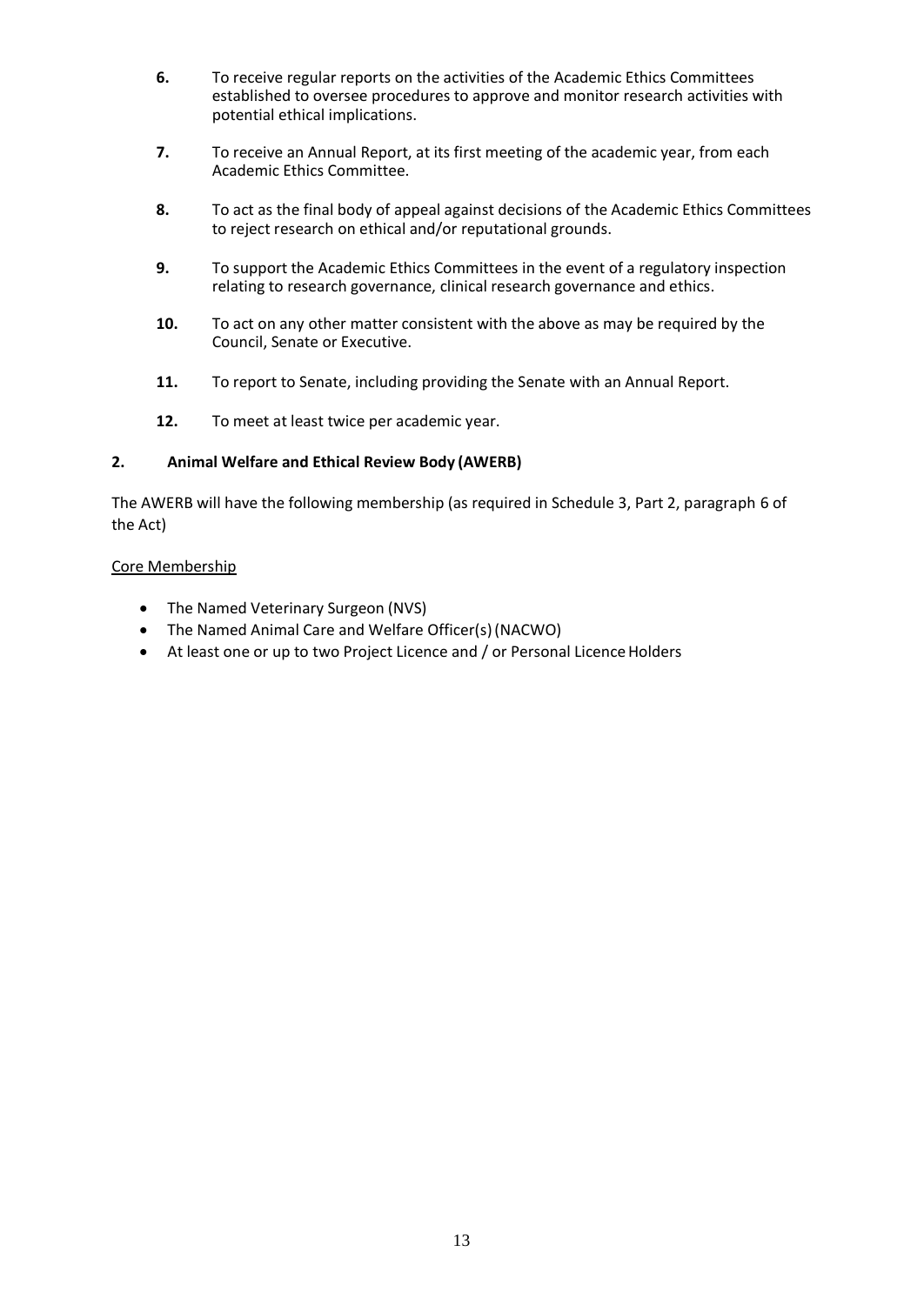6. To receive regular reports on the activities of the Academic Ethics Committees established to oversee procedures to approve and monitor research activities with potential ethical implications.

7. To receive an Annual Report, at its first meeting of the academic year, from each Academic Ethics Committee.

8. To act as the final body of appeal against decisions of the Academic Ethics Committees to reject research on ethical and/or reputational grounds.

9. To support the Academic Ethics Committees in the event of a regulatory inspection relating to research governance, clinical research governance and ethics.

10. To act on any other matter consistent with the above as may be required by the Council, Senate or Executive.

11. To report to Senate, including providing the Senate with an Annual Report.

12. To meet at least twice per academic year.

## 2. Animal Welfare and Ethical Review Body (AWERB)

The AWERB will have the following membership (as required in Schedule 3, Part 2, paragraph 6 of the Act)

Core Membership

- The Named Veterinary Surgeon (NVS)
- The Named Animal Care and Welfare Officer(s) (NACWO)
- At least one or up to two Project Licence and / or Personal Licence Holders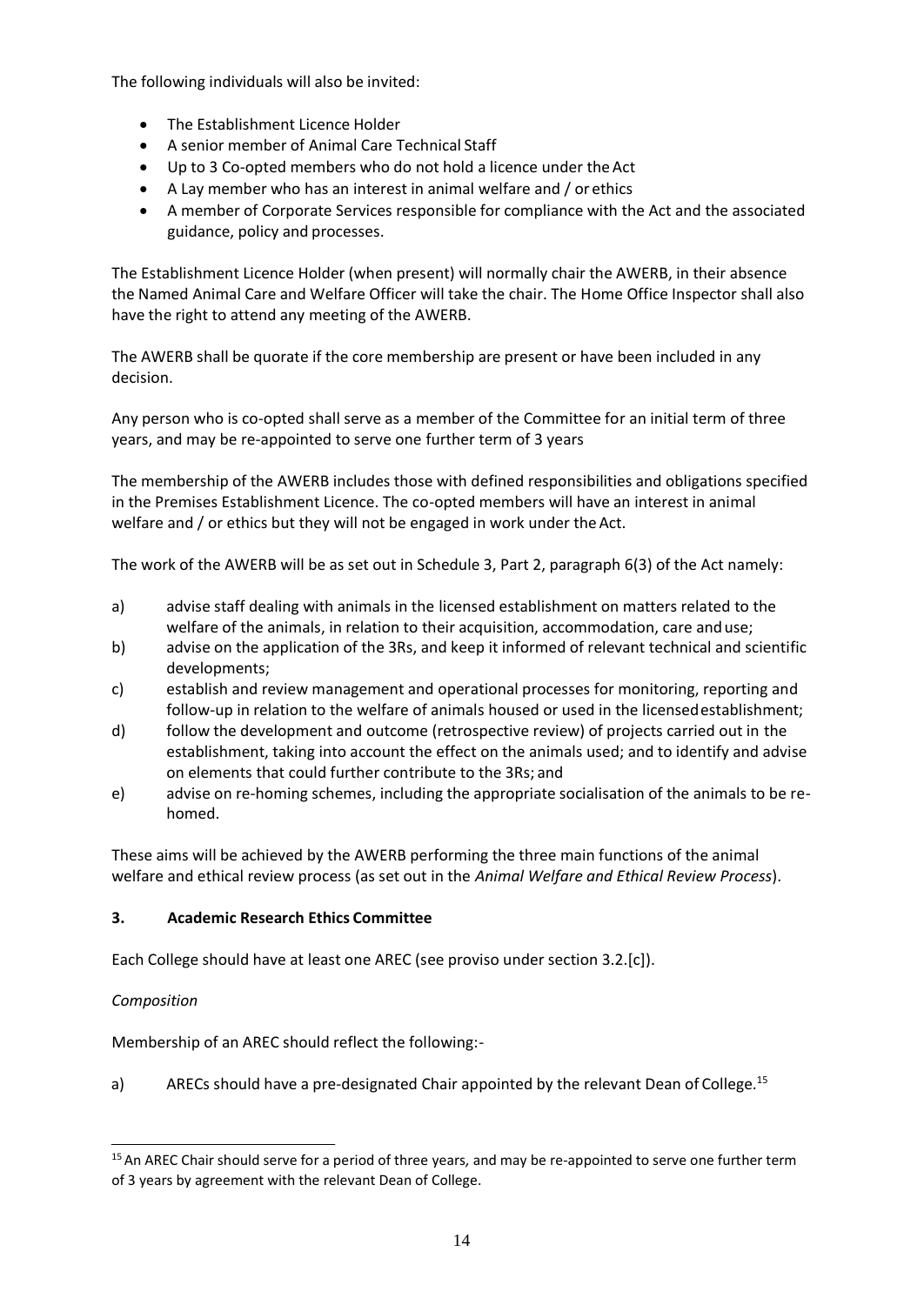The following individuals will also be invited:

- The Establishment Licence Holder
- A senior member of Animal Care Technical Staff
- Up to 3 Co-opted members who do not hold a licence under the Act
- A Lay member who has an interest in animal welfare and / or ethics
- A member of Corporate Services responsible for compliance with the Act and the associated guidance, policy and processes.

The Establishment Licence Holder (when present) will normally chair the AWERB, in their absence the Named Animal Care and Welfare Officer will take the chair. The Home Office Inspector shall also have the right to attend any meeting of the AWERB.

The AWERB shall be quorate if the core membership are present or have been included in any decision.

Any person who is co-opted shall serve as a member of the Committee for an initial term of three years, and may be re-appointed to serve one further term of 3 years

The membership of the AWERB includes those with defined responsibilities and obligations specified in the Premises Establishment Licence. The co-opted members will have an interest in animal welfare and / or ethics but they will not be engaged in work under the Act.

The work of the AWERB will be as set out in Schedule 3, Part 2, paragraph 6(3) of the Act namely:

a) advise staff dealing with animals in the licensed establishment on matters related to the welfare of the animals, in relation to their acquisition, accommodation, care and use;
b) advise on the application of the 3Rs, and keep it informed of relevant technical and scientific developments;
c) establish and review management and operational processes for monitoring, reporting and follow-up in relation to the welfare of animals housed or used in the licensed establishment;
d) follow the development and outcome (retrospective review) of projects carried out in the establishment, taking into account the effect on the animals used; and to identify and advise on elements that could further contribute to the 3Rs; and
e) advise on re-homing schemes, including the appropriate socialisation of the animals to be re-homed.

These aims will be achieved by the AWERB performing the three main functions of the animal welfare and ethical review process (as set out in the *Animal Welfare and Ethical Review Process*).

### 3. Academic Research Ethics Committee

Each College should have at least one AREC (see proviso under section 3.2.[c]).

*Composition*

Membership of an AREC should reflect the following:-

a) ARECs should have a pre-designated Chair appointed by the relevant Dean of College.[15]

[15] An AREC Chair should serve for a period of three years, and may be re-appointed to serve one further term of 3 years by agreement with the relevant Dean of College.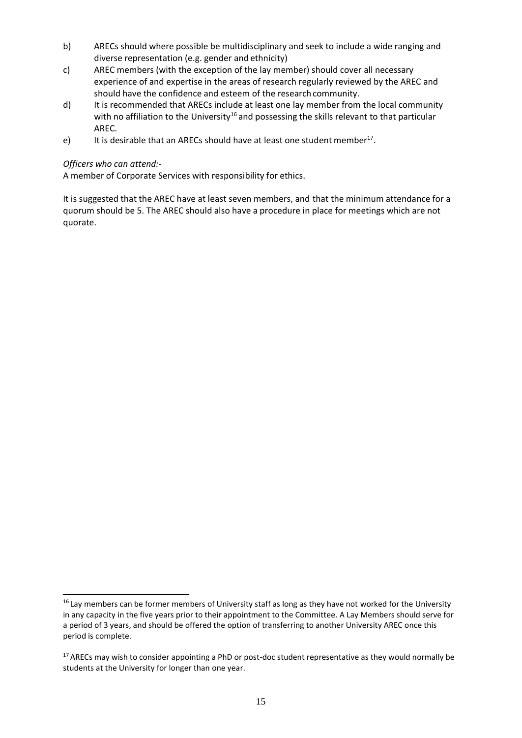b) ARECs should where possible be multidisciplinary and seek to include a wide ranging and diverse representation (e.g. gender and ethnicity)

c) AREC members (with the exception of the lay member) should cover all necessary experience of and expertise in the areas of research regularly reviewed by the AREC and should have the confidence and esteem of the research community.

d) It is recommended that ARECs include at least one lay member from the local community with no affiliation to the University[16] and possessing the skills relevant to that particular AREC.

e) It is desirable that an ARECs should have at least one student member[17].

*Officers who can attend:-*

A member of Corporate Services with responsibility for ethics.

It is suggested that the AREC have at least seven members, and that the minimum attendance for a quorum should be 5. The AREC should also have a procedure in place for meetings which are not quorate.

---

[16] Lay members can be former members of University staff as long as they have not worked for the University in any capacity in the five years prior to their appointment to the Committee. A Lay Members should serve for a period of 3 years, and should be offered the option of transferring to another University AREC once this period is complete.

[17] ARECs may wish to consider appointing a PhD or post-doc student representative as they would normally be students at the University for longer than one year.